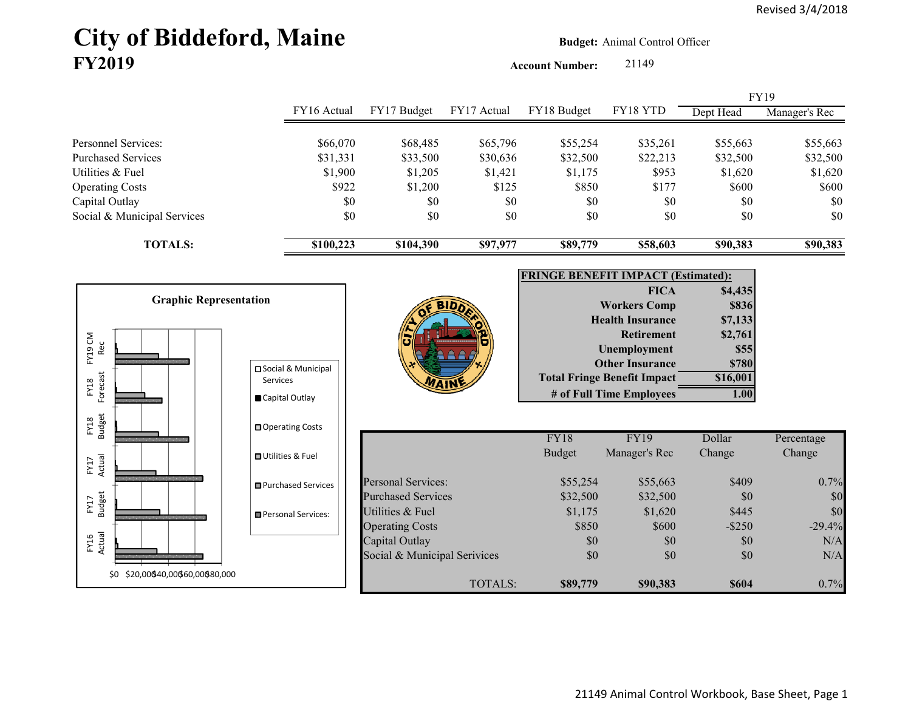Revised 3/4/2018

# City of Biddeford, Maine
## FY2019

**Budget:** Animal Control Officer

**Account Number:** 21149

| | FY16 Actual | FY17 Budget | FY17 Actual | FY18 Budget | FY18 YTD | FY19 Dept Head | FY19 Manager's Rec |
|---|---|---|---|---|---|---|---|
| Personnel Services: | $66,070 | $68,485 | $65,796 | $55,254 | $35,261 | $55,663 | $55,663 |
| Purchased Services | $31,331 | $33,500 | $30,636 | $32,500 | $22,213 | $32,500 | $32,500 |
| Utilities & Fuel | $1,900 | $1,205 | $1,421 | $1,175 | $953 | $1,620 | $1,620 |
| Operating Costs | $922 | $1,200 | $125 | $850 | $177 | $600 | $600 |
| Capital Outlay | $0 | $0 | $0 | $0 | $0 | $0 | $0 |
| Social & Municipal Services | $0 | $0 | $0 | $0 | $0 | $0 | $0 |
| **TOTALS:** | **$100,223** | **$104,390** | **$97,977** | **$89,779** | **$58,603** | **$90,383** | **$90,383** |

**Graphic Representation**

| **FRINGE BENEFIT IMPACT (Estimated):** | |
|---|---|
| **FICA** | **$4,435** |
| **Workers Comp** | **$836** |
| **Health Insurance** | **$7,133** |
| **Retirement** | **$2,761** |
| **Unemployment** | **$55** |
| **Other Insurance** | **$780** |
| **Total Fringe Benefit Impact** | **$16,001** |
| **# of Full Time Employees** | **1.00** |

| | FY18 Budget | FY19 Manager's Rec | Dollar Change | Percentage Change |
|---|---|---|---|---|
| Personal Services: | $55,254 | $55,663 | $409 | 0.7% |
| Purchased Services | $32,500 | $32,500 | $0 | $0 |
| Utilities & Fuel | $1,175 | $1,620 | $445 | $0 |
| Operating Costs | $850 | $600 | -$250 | -29.4% |
| Capital Outlay | $0 | $0 | $0 | N/A |
| Social & Municipal Serivices | $0 | $0 | $0 | N/A |
| TOTALS: | **$89,779** | **$90,383** | **$604** | 0.7% |

21149 Animal Control Workbook, Base Sheet, Page 1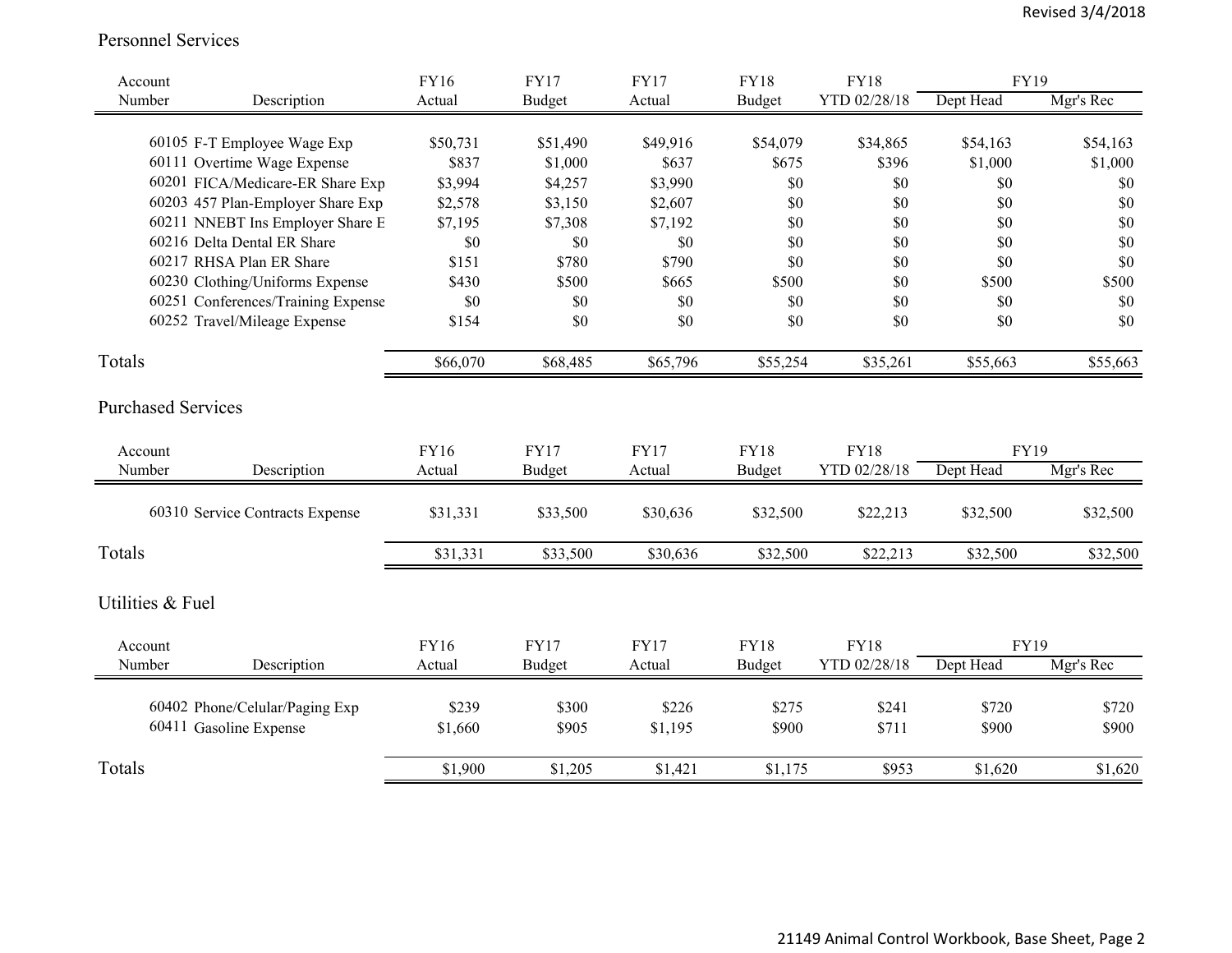Revised 3/4/2018

## Personnel Services

| Account Number | Description | FY16 Actual | FY17 Budget | FY17 Actual | FY18 Budget | FY18 YTD 02/28/18 | FY19 Dept Head | FY19 Mgr's Rec |
|---|---|---|---|---|---|---|---|---|
| 60105 | F-T Employee Wage Exp | $50,731 | $51,490 | $49,916 | $54,079 | $34,865 | $54,163 | $54,163 |
| 60111 | Overtime Wage Expense | $837 | $1,000 | $637 | $675 | $396 | $1,000 | $1,000 |
| 60201 | FICA/Medicare-ER Share Exp | $3,994 | $4,257 | $3,990 | $0 | $0 | $0 | $0 |
| 60203 | 457 Plan-Employer Share Exp | $2,578 | $3,150 | $2,607 | $0 | $0 | $0 | $0 |
| 60211 | NNEBT Ins Employer Share E | $7,195 | $7,308 | $7,192 | $0 | $0 | $0 | $0 |
| 60216 | Delta Dental ER Share | $0 | $0 | $0 | $0 | $0 | $0 | $0 |
| 60217 | RHSA Plan ER Share | $151 | $780 | $790 | $0 | $0 | $0 | $0 |
| 60230 | Clothing/Uniforms Expense | $430 | $500 | $665 | $500 | $0 | $500 | $500 |
| 60251 | Conferences/Training Expense | $0 | $0 | $0 | $0 | $0 | $0 | $0 |
| 60252 | Travel/Mileage Expense | $154 | $0 | $0 | $0 | $0 | $0 | $0 |
| **Totals** | | $66,070 | $68,485 | $65,796 | $55,254 | $35,261 | $55,663 | $55,663 |

## Purchased Services

| Account Number | Description | FY16 Actual | FY17 Budget | FY17 Actual | FY18 Budget | FY18 YTD 02/28/18 | FY19 Dept Head | FY19 Mgr's Rec |
|---|---|---|---|---|---|---|---|---|
| 60310 | Service Contracts Expense | $31,331 | $33,500 | $30,636 | $32,500 | $22,213 | $32,500 | $32,500 |
| **Totals** | | $31,331 | $33,500 | $30,636 | $32,500 | $22,213 | $32,500 | $32,500 |

## Utilities & Fuel

| Account Number | Description | FY16 Actual | FY17 Budget | FY17 Actual | FY18 Budget | FY18 YTD 02/28/18 | FY19 Dept Head | FY19 Mgr's Rec |
|---|---|---|---|---|---|---|---|---|
| 60402 | Phone/Celular/Paging Exp | $239 | $300 | $226 | $275 | $241 | $720 | $720 |
| 60411 | Gasoline Expense | $1,660 | $905 | $1,195 | $900 | $711 | $900 | $900 |
| **Totals** | | $1,900 | $1,205 | $1,421 | $1,175 | $953 | $1,620 | $1,620 |

21149 Animal Control Workbook, Base Sheet, Page 2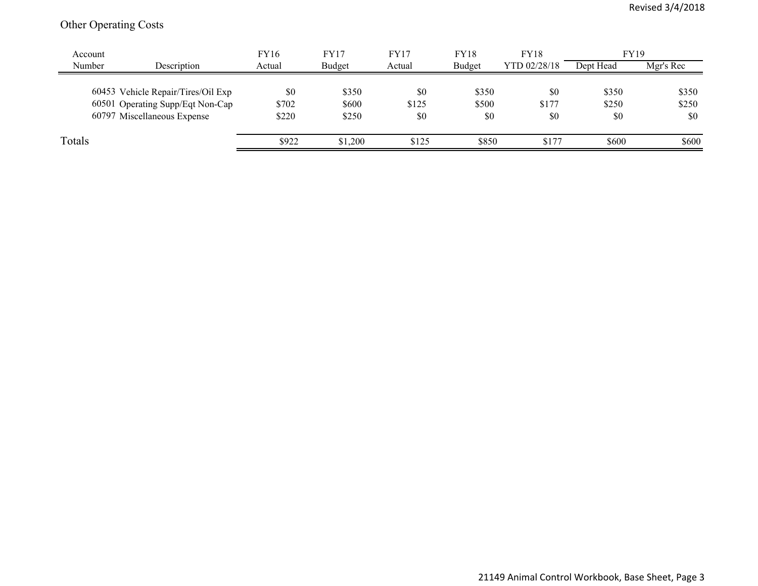## Other Operating Costs

| Account Number | Description | FY16 Actual | FY17 Budget | FY17 Actual | FY18 Budget | FY18 YTD 02/28/18 | FY19 Dept Head | FY19 Mgr's Rec |
|---|---|---|---|---|---|---|---|---|
| 60453 | Vehicle Repair/Tires/Oil Exp | $0 | $350 | $0 | $350 | $0 | $350 | $350 |
| 60501 | Operating Supp/Eqt Non-Cap | $702 | $600 | $125 | $500 | $177 | $250 | $250 |
| 60797 | Miscellaneous Expense | $220 | $250 | $0 | $0 | $0 | $0 | $0 |
| Totals | | $922 | $1,200 | $125 | $850 | $177 | $600 | $600 |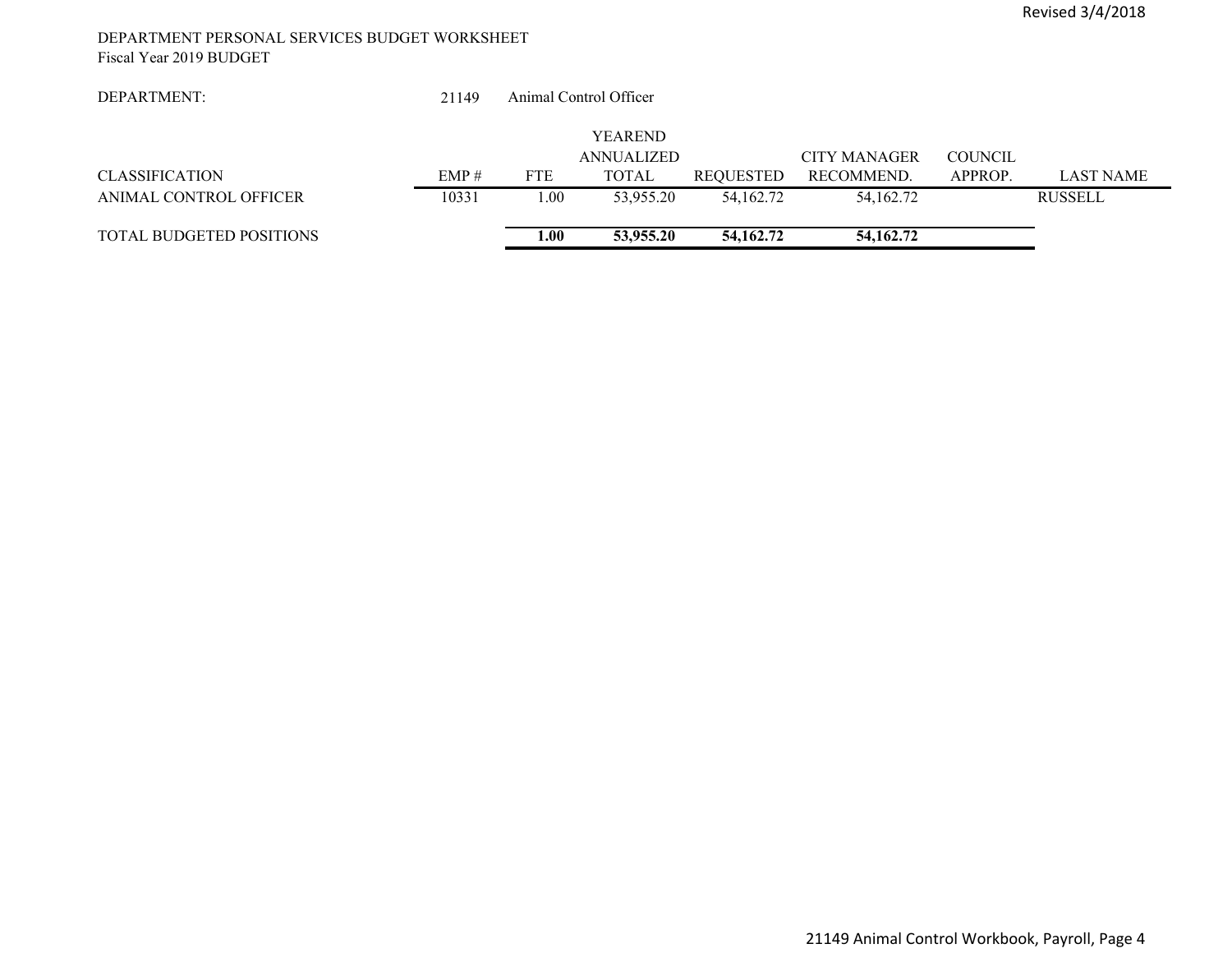DEPARTMENT PERSONAL SERVICES BUDGET WORKSHEET
Fiscal Year 2019 BUDGET

DEPARTMENT: 21149 Animal Control Officer

| CLASSIFICATION | EMP # | FTE | YEAREND ANNUALIZED TOTAL | REQUESTED | CITY MANAGER RECOMMEND. | COUNCIL APPROP. | LAST NAME |
|---|---|---|---|---|---|---|---|
| ANIMAL CONTROL OFFICER | 10331 | 1.00 | 53,955.20 | 54,162.72 | 54,162.72 | | RUSSELL |
| TOTAL BUDGETED POSITIONS | | **1.00** | **53,955.20** | **54,162.72** | **54,162.72** | | |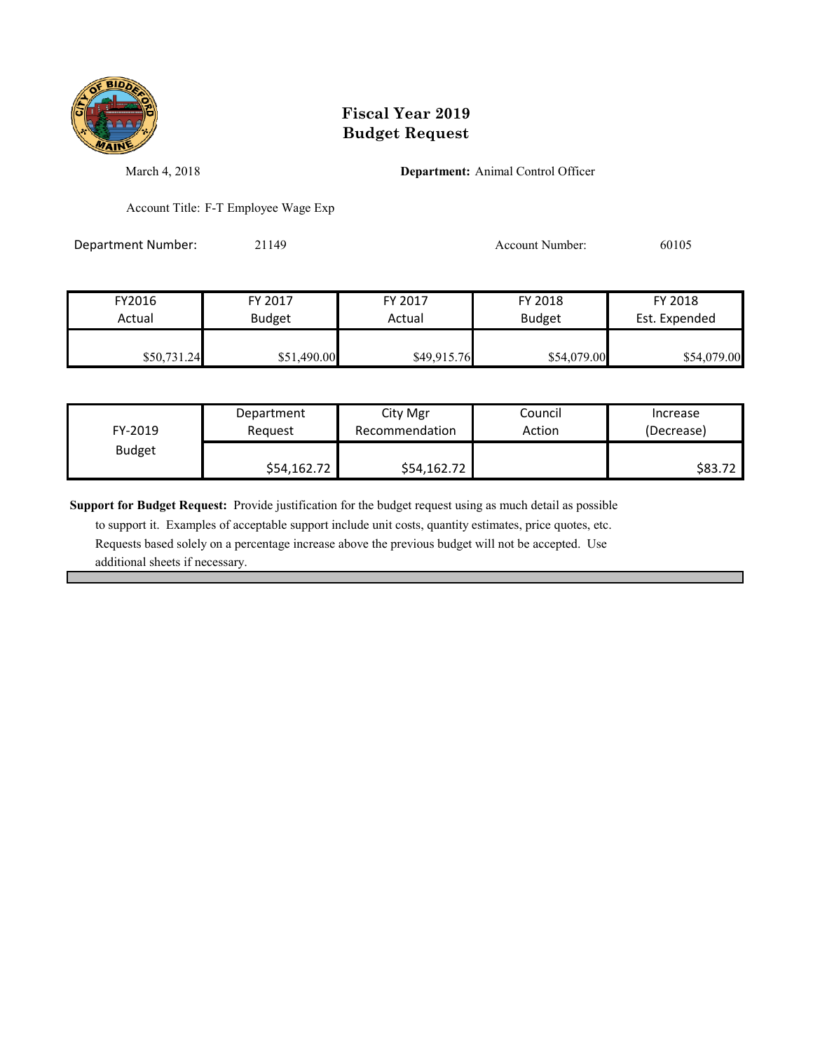# Fiscal Year 2019
# Budget Request

March 4, 2018

**Department:** Animal Control Officer

Account Title: F-T Employee Wage Exp

Department Number: 21149

Account Number: 60105

| FY2016 Actual | FY 2017 Budget | FY 2017 Actual | FY 2018 Budget | FY 2018 Est. Expended |
|---|---|---|---|---|
| $50,731.24 | $51,490.00 | $49,915.76 | $54,079.00 | $54,079.00 |

| FY-2019 Budget | Department Request | City Mgr Recommendation | Council Action | Increase (Decrease) |
|---|---|---|---|---|
| | $54,162.72 | $54,162.72 | | $83.72 |

**Support for Budget Request:** Provide justification for the budget request using as much detail as possible to support it. Examples of acceptable support include unit costs, quantity estimates, price quotes, etc. Requests based solely on a percentage increase above the previous budget will not be accepted. Use additional sheets if necessary.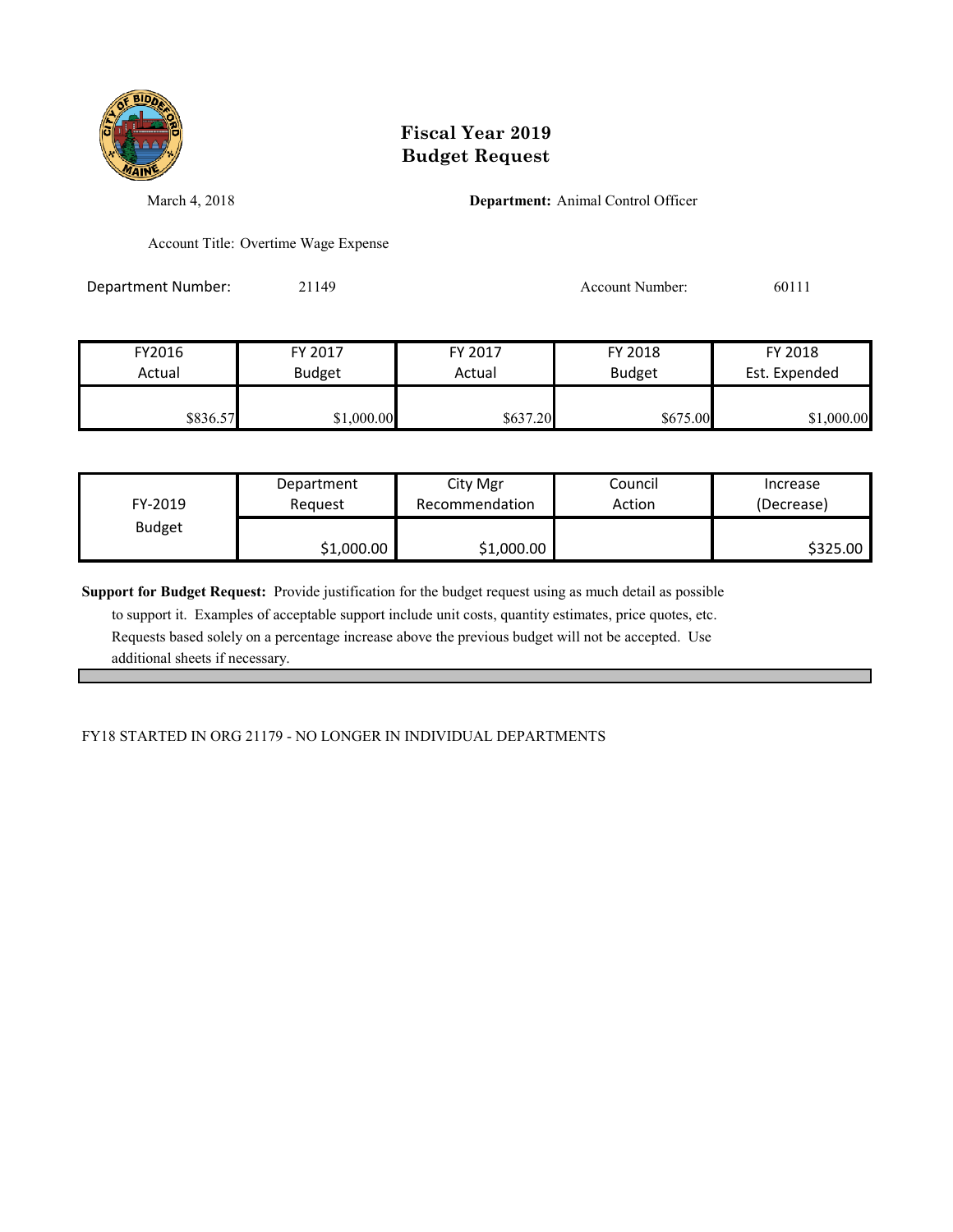# Fiscal Year 2019
# Budget Request

March 4, 2018

**Department:** Animal Control Officer

Account Title: Overtime Wage Expense

Department Number: 21149

Account Number: 60111

| FY2016 Actual | FY 2017 Budget | FY 2017 Actual | FY 2018 Budget | FY 2018 Est. Expended |
|---|---|---|---|---|
| $836.57 | $1,000.00 | $637.20 | $675.00 | $1,000.00 |

| FY-2019 Budget | Department Request | City Mgr Recommendation | Council Action | Increase (Decrease) |
|---|---|---|---|---|
| | $1,000.00 | $1,000.00 | | $325.00 |

**Support for Budget Request:** Provide justification for the budget request using as much detail as possible to support it. Examples of acceptable support include unit costs, quantity estimates, price quotes, etc. Requests based solely on a percentage increase above the previous budget will not be accepted. Use additional sheets if necessary.

FY18 STARTED IN ORG 21179 - NO LONGER IN INDIVIDUAL DEPARTMENTS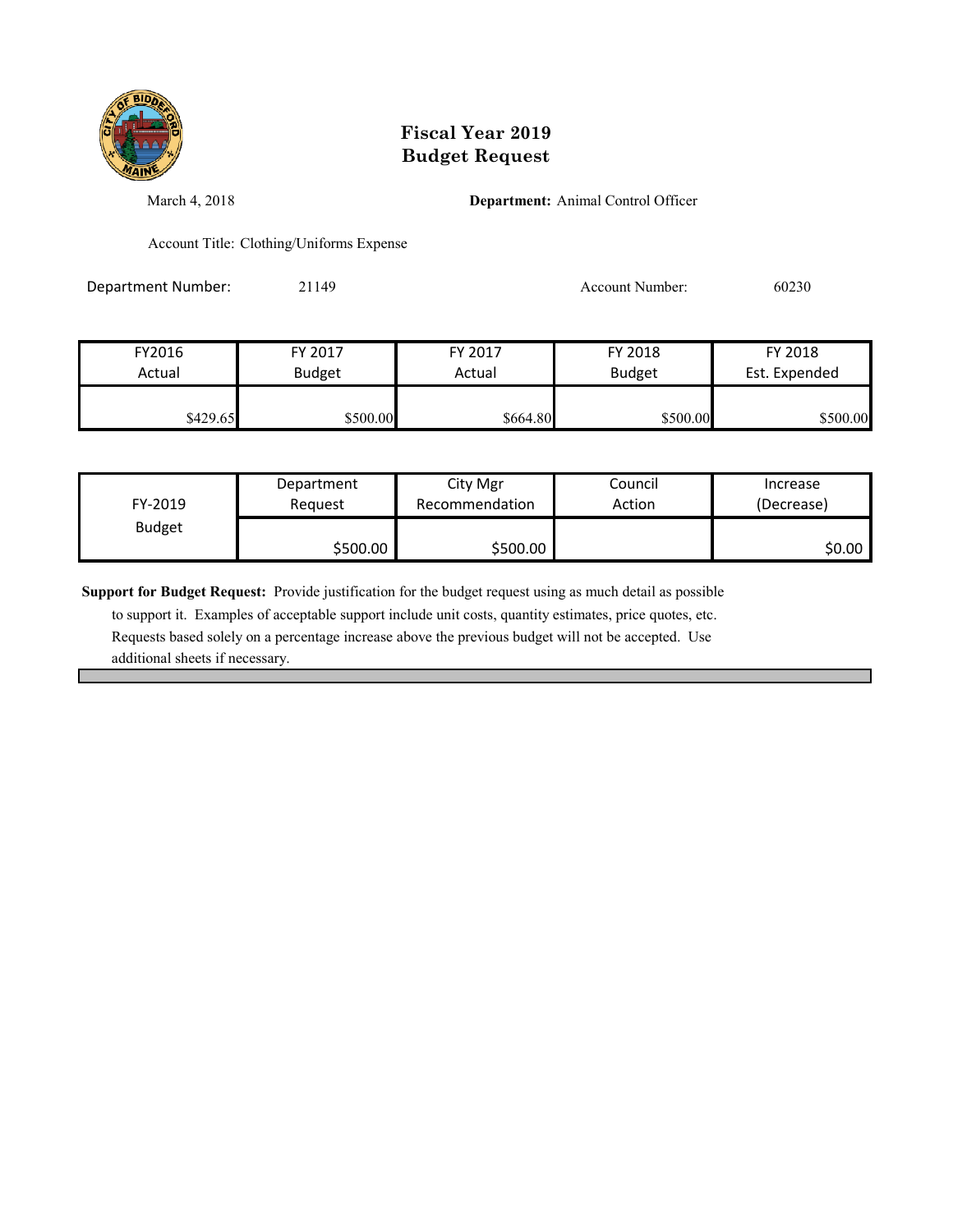# Fiscal Year 2019
# Budget Request

March 4, 2018

**Department:** Animal Control Officer

Account Title: Clothing/Uniforms Expense

Department Number: 21149

Account Number: 60230

| FY2016 Actual | FY 2017 Budget | FY 2017 Actual | FY 2018 Budget | FY 2018 Est. Expended |
|---|---|---|---|---|
| $429.65 | $500.00 | $664.80 | $500.00 | $500.00 |

| FY-2019 Budget | Department Request | City Mgr Recommendation | Council Action | Increase (Decrease) |
|---|---|---|---|---|
| | $500.00 | $500.00 | | $0.00 |

**Support for Budget Request:** Provide justification for the budget request using as much detail as possible to support it. Examples of acceptable support include unit costs, quantity estimates, price quotes, etc. Requests based solely on a percentage increase above the previous budget will not be accepted. Use additional sheets if necessary.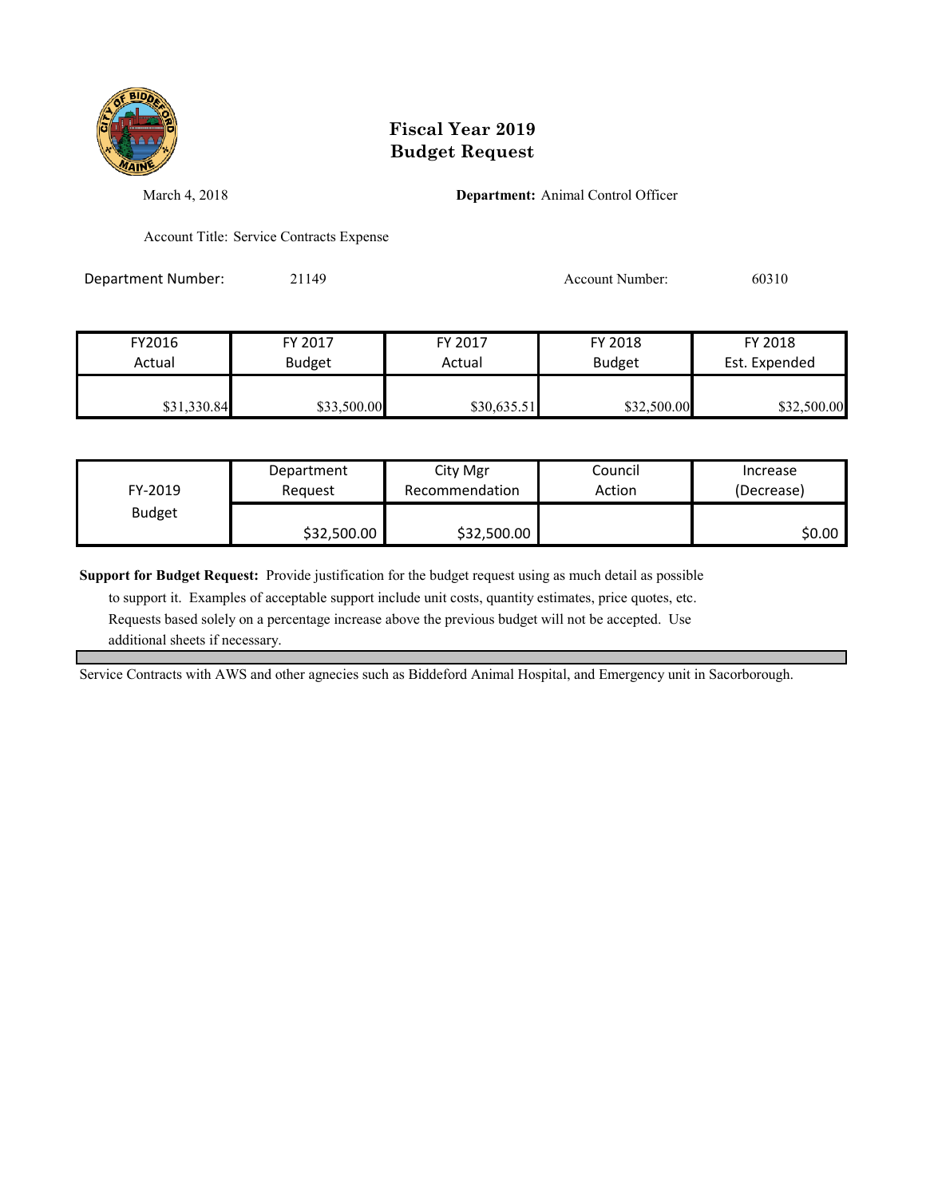# Fiscal Year 2019
# Budget Request

March 4, 2018

**Department:** Animal Control Officer

Account Title: Service Contracts Expense

Department Number: 21149

Account Number: 60310

| FY2016 Actual | FY 2017 Budget | FY 2017 Actual | FY 2018 Budget | FY 2018 Est. Expended |
|---|---|---|---|---|
| $31,330.84 | $33,500.00 | $30,635.51 | $32,500.00 | $32,500.00 |

| FY-2019 Budget | Department Request | City Mgr Recommendation | Council Action | Increase (Decrease) |
|---|---|---|---|---|
| | $32,500.00 | $32,500.00 | | $0.00 |

**Support for Budget Request:** Provide justification for the budget request using as much detail as possible to support it. Examples of acceptable support include unit costs, quantity estimates, price quotes, etc. Requests based solely on a percentage increase above the previous budget will not be accepted. Use additional sheets if necessary.

Service Contracts with AWS and other agecnies such as Biddeford Animal Hospital, and Emergency unit in Sacorborough.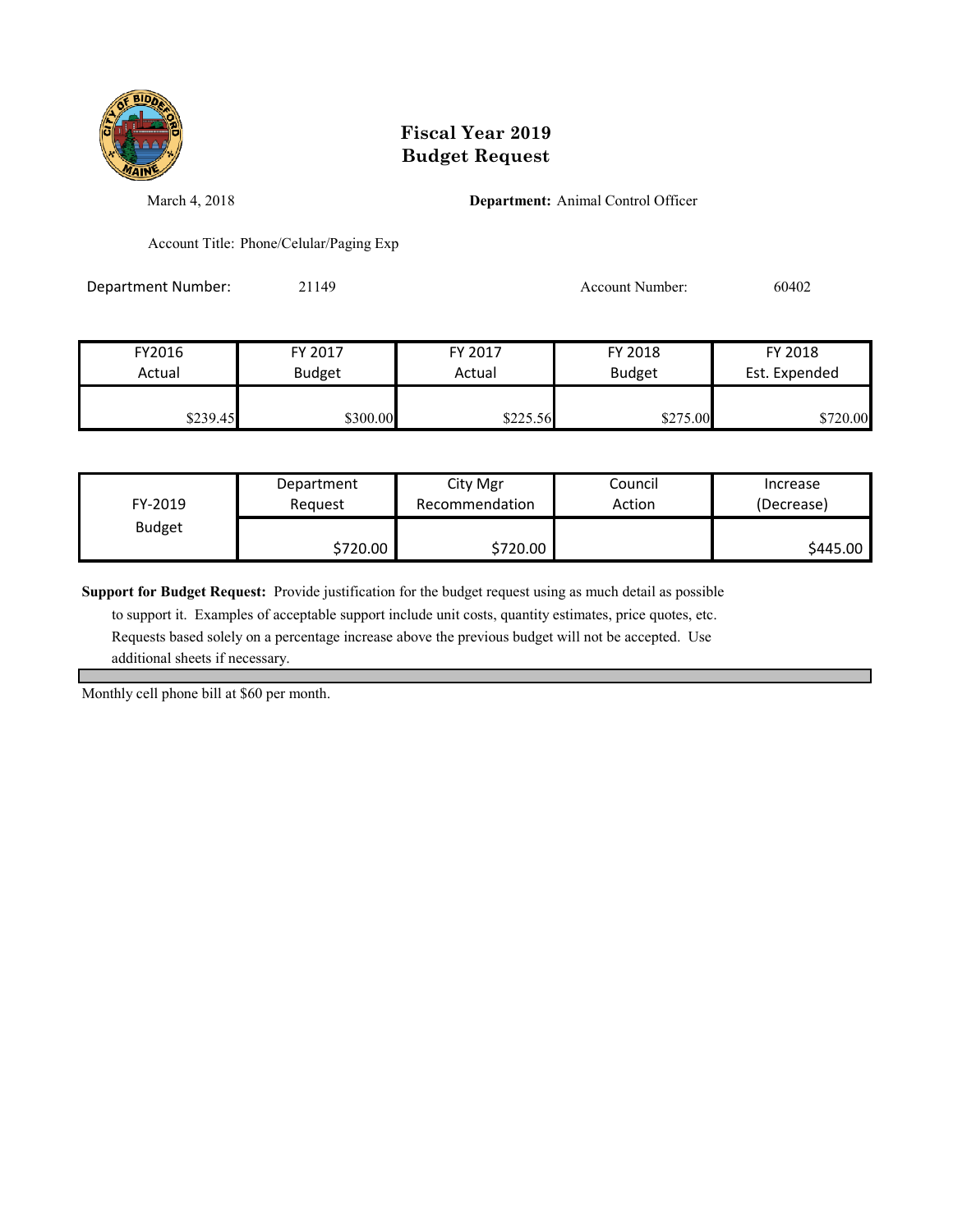# Fiscal Year 2019
# Budget Request

March 4, 2018 **Department:** Animal Control Officer

Account Title: Phone/Celular/Paging Exp

Department Number: 21149 Account Number: 60402

| FY2016 Actual | FY 2017 Budget | FY 2017 Actual | FY 2018 Budget | FY 2018 Est. Expended |
|---|---|---|---|---|
| $239.45 | $300.00 | $225.56 | $275.00 | $720.00 |

| FY-2019 Budget | Department Request | City Mgr Recommendation | Council Action | Increase (Decrease) |
|---|---|---|---|---|
| | $720.00 | $720.00 | | $445.00 |

**Support for Budget Request:** Provide justification for the budget request using as much detail as possible to support it. Examples of acceptable support include unit costs, quantity estimates, price quotes, etc. Requests based solely on a percentage increase above the previous budget will not be accepted. Use additional sheets if necessary.

Monthly cell phone bill at $60 per month.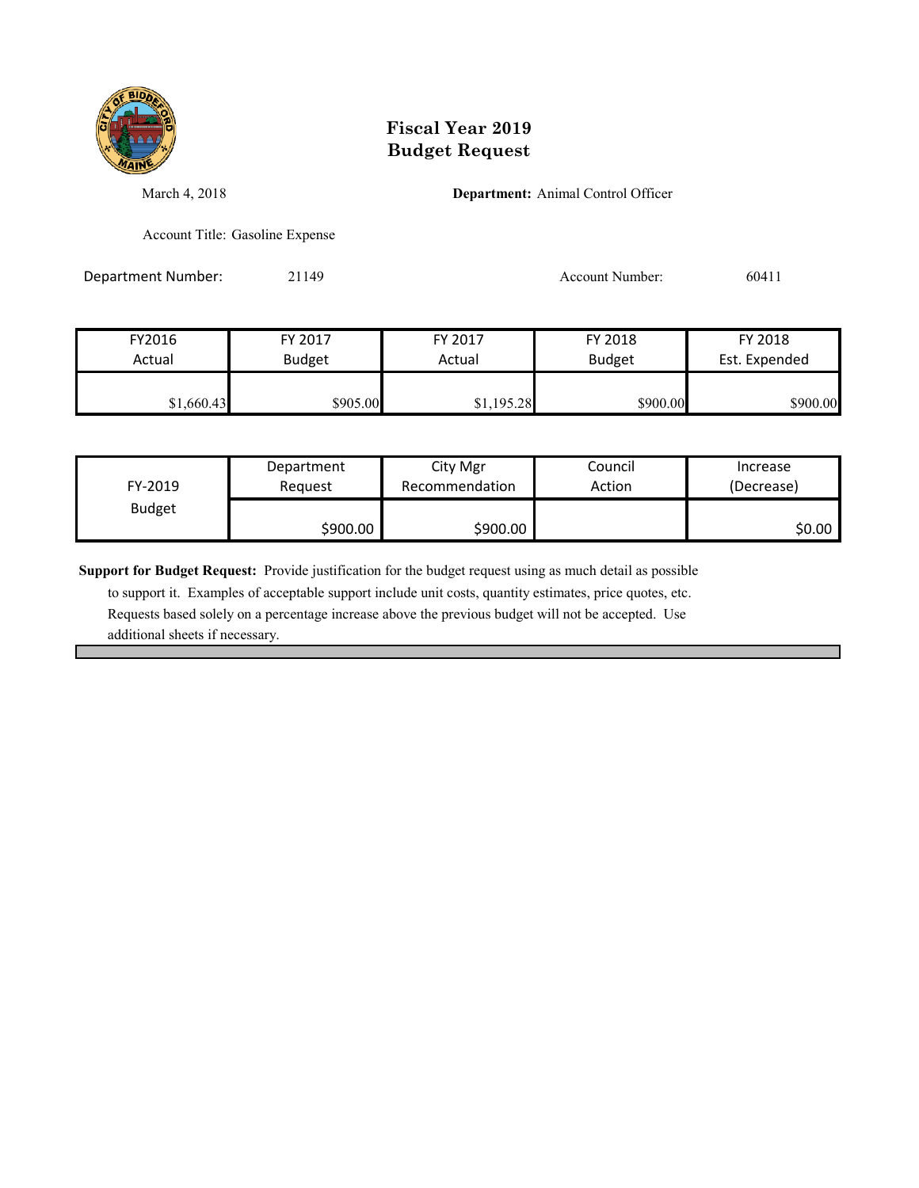# Fiscal Year 2019
# Budget Request

March 4, 2018

**Department:** Animal Control Officer

Account Title: Gasoline Expense

Department Number: 21149

Account Number: 60411

| FY2016 Actual | FY 2017 Budget | FY 2017 Actual | FY 2018 Budget | FY 2018 Est. Expended |
|---|---|---|---|---|
| $1,660.43 | $905.00 | $1,195.28 | $900.00 | $900.00 |

| FY-2019 Budget | Department Request | City Mgr Recommendation | Council Action | Increase (Decrease) |
|---|---|---|---|---|
| | $900.00 | $900.00 | | $0.00 |

**Support for Budget Request:** Provide justification for the budget request using as much detail as possible to support it. Examples of acceptable support include unit costs, quantity estimates, price quotes, etc. Requests based solely on a percentage increase above the previous budget will not be accepted. Use additional sheets if necessary.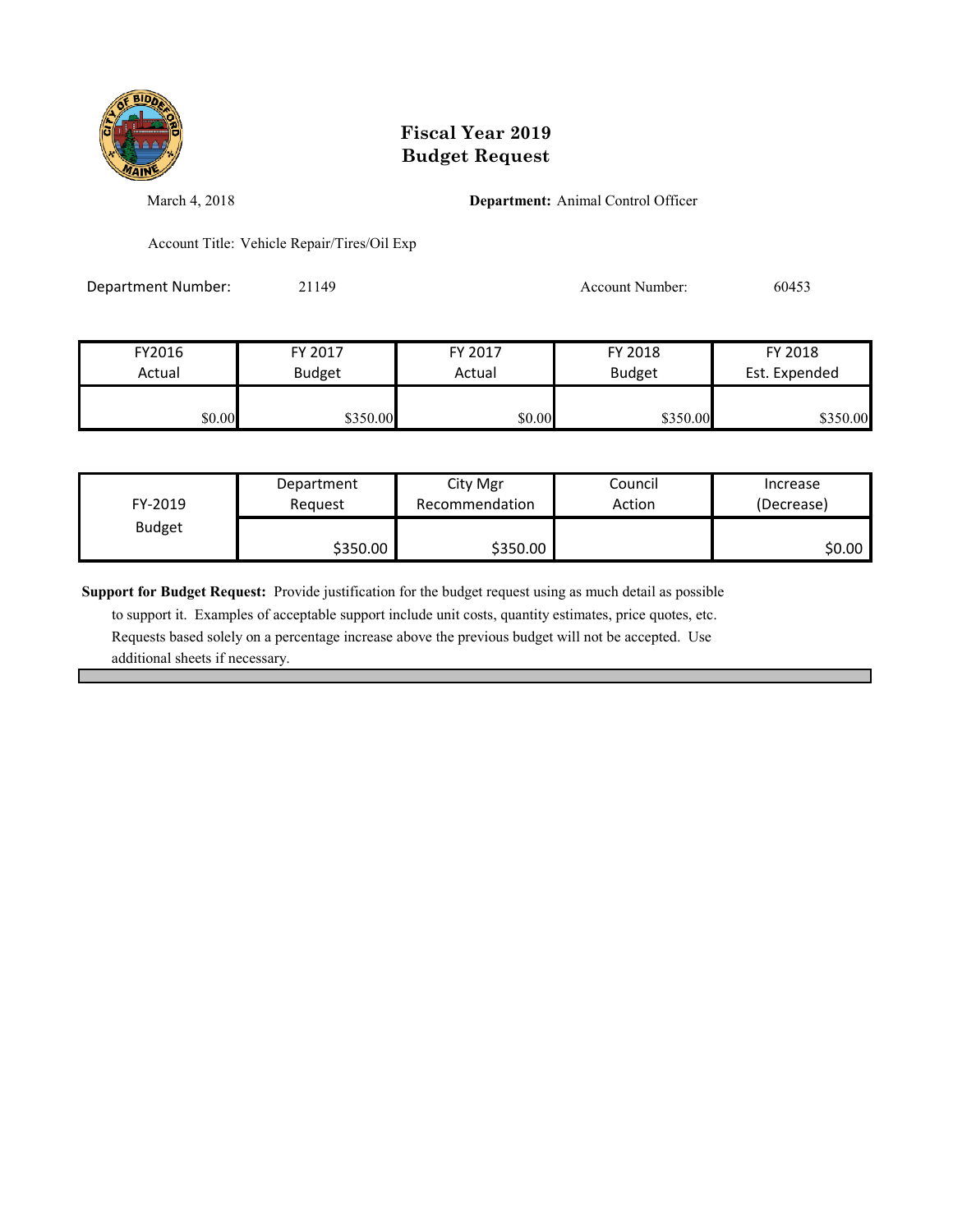# Fiscal Year 2019
# Budget Request

March 4, 2018

**Department:** Animal Control Officer

Account Title: Vehicle Repair/Tires/Oil Exp

Department Number: 21149

Account Number: 60453

| FY2016 Actual | FY 2017 Budget | FY 2017 Actual | FY 2018 Budget | FY 2018 Est. Expended |
|---|---|---|---|---|
| $0.00 | $350.00 | $0.00 | $350.00 | $350.00 |

| FY-2019 Budget | Department Request | City Mgr Recommendation | Council Action | Increase (Decrease) |
|---|---|---|---|---|
| | $350.00 | $350.00 | | $0.00 |

**Support for Budget Request:** Provide justification for the budget request using as much detail as possible to support it. Examples of acceptable support include unit costs, quantity estimates, price quotes, etc. Requests based solely on a percentage increase above the previous budget will not be accepted. Use additional sheets if necessary.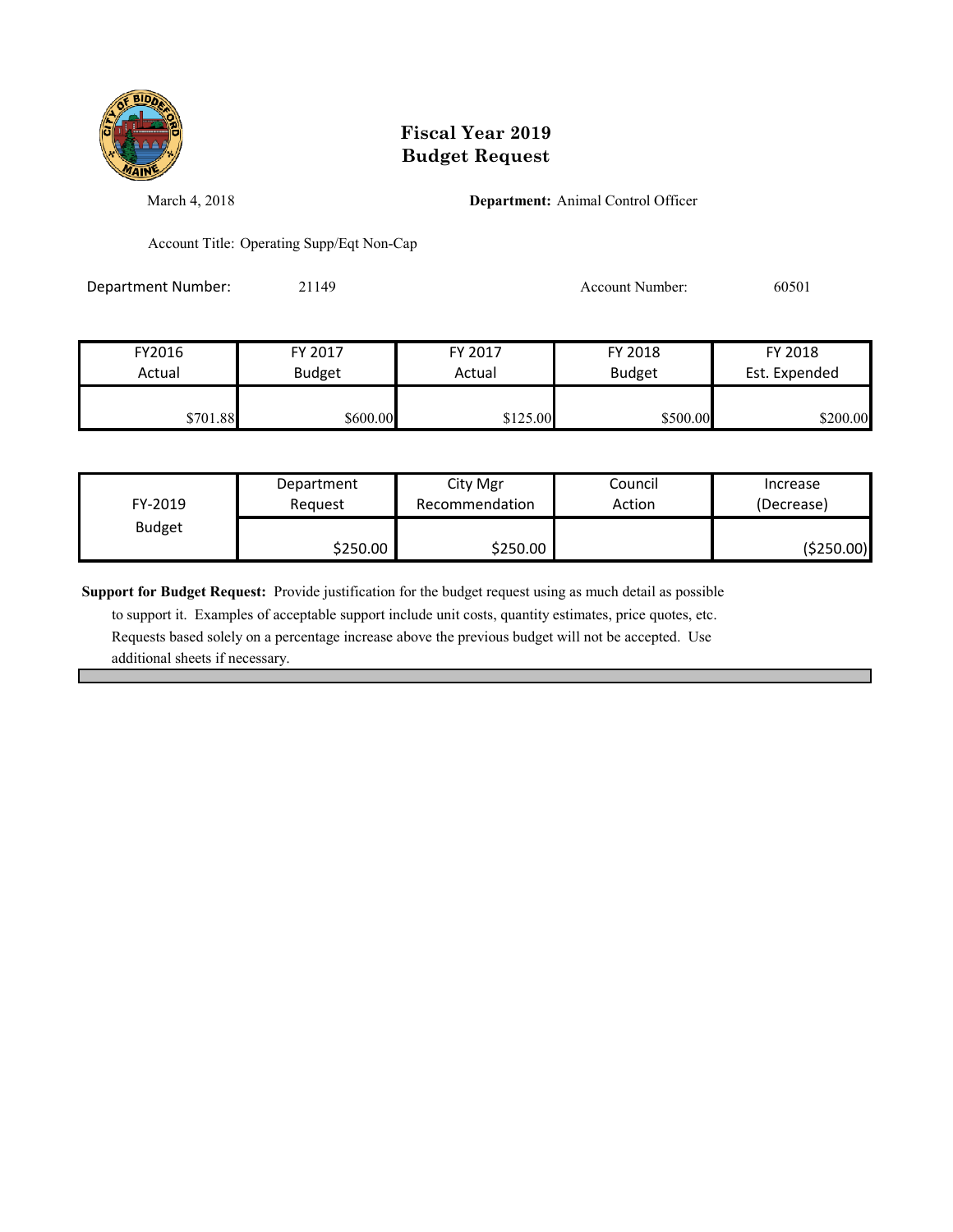# Fiscal Year 2019
# Budget Request

March 4, 2018

**Department:** Animal Control Officer

Account Title: Operating Supp/Eqt Non-Cap

Department Number: 21149

Account Number: 60501

| FY2016 Actual | FY 2017 Budget | FY 2017 Actual | FY 2018 Budget | FY 2018 Est. Expended |
|---|---|---|---|---|
| $701.88 | $600.00 | $125.00 | $500.00 | $200.00 |

| FY-2019 Budget | Department Request | City Mgr Recommendation | Council Action | Increase (Decrease) |
|---|---|---|---|---|
| | $250.00 | $250.00 | | ($250.00) |

**Support for Budget Request:** Provide justification for the budget request using as much detail as possible to support it. Examples of acceptable support include unit costs, quantity estimates, price quotes, etc. Requests based solely on a percentage increase above the previous budget will not be accepted. Use additional sheets if necessary.